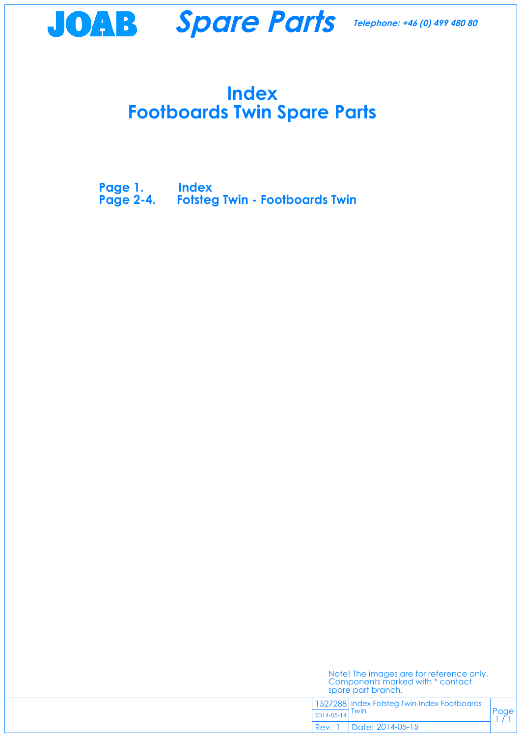# Index
# Footboards Twin Spare Parts

**Page 1.** **Index**
**Page 2-4.** **Fotsteg Twin - Footboards Twin**

Note! The images are for reference only. Components marked with * contact spare part branch.

| 1527288 | Index Fotsteg Twin-Index Footboards Twin |
|---|---|
| 2014-05-14 | |
| Rev. 1 | Date: 2014-05-15 |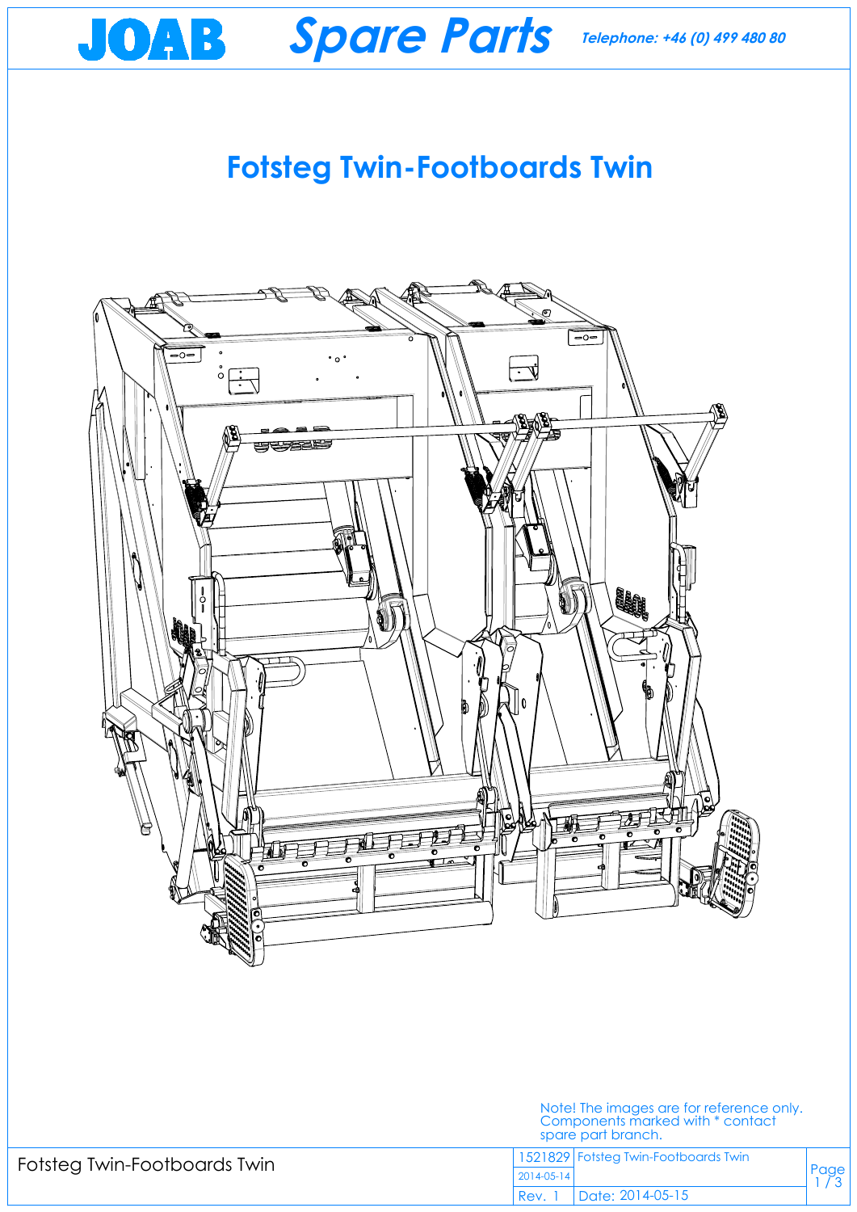# Fotsteg Twin-Footboards Twin

Note! The images are for reference only.
Components marked with * contact spare part branch.

| Fotsteg Twin-Footboards Twin | 1521829 | Fotsteg Twin-Footboards Twin |
|---|---|---|
| | 2014-05-14 | |
| | Rev. 1 | Date: 2014-05-15 |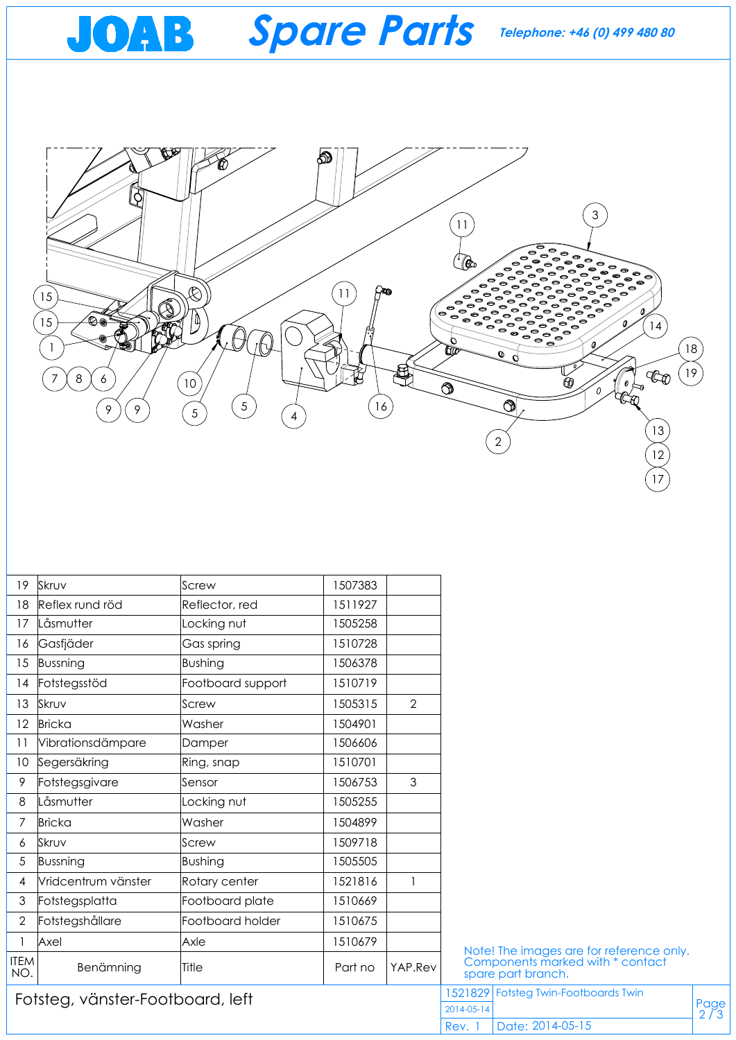# JOAB Spare Parts

*Telephone: +46 (0) 499 480 80*

| ITEM NO. | Benämning | Title | Part no | YAP.Rev |
|---|---|---|---|---|
| 19 | Skruv | Screw | 1507383 | |
| 18 | Reflex rund röd | Reflector, red | 1511927 | |
| 17 | Låsmutter | Locking nut | 1505258 | |
| 16 | Gasfjäder | Gas spring | 1510728 | |
| 15 | Bussning | Bushing | 1506378 | |
| 14 | Fotstegsstöd | Footboard support | 1510719 | |
| 13 | Skruv | Screw | 1505315 | 2 |
| 12 | Bricka | Washer | 1504901 | |
| 11 | Vibrationsdämpare | Damper | 1506606 | |
| 10 | Segersäkring | Ring, snap | 1510701 | |
| 9 | Fotstegsgivare | Sensor | 1506753 | 3 |
| 8 | Låsmutter | Locking nut | 1505255 | |
| 7 | Bricka | Washer | 1504899 | |
| 6 | Skruv | Screw | 1509718 | |
| 5 | Bussning | Bushing | 1505505 | |
| 4 | Vridcentrum vänster | Rotary center | 1521816 | 1 |
| 3 | Fotstegsplatta | Footboard plate | 1510669 | |
| 2 | Fotstegshållare | Footboard holder | 1510675 | |
| 1 | Axel | Axle | 1510679 | |

Note! The images are for reference only. Components marked with * contact spare part branch.

Fotsteg, vänster-Footboard, left

| 1521829 | Fotsteg Twin-Footboards Twin |
|---|---|
| 2014-05-14 | |
| Rev. 1 | Date: 2014-05-15 |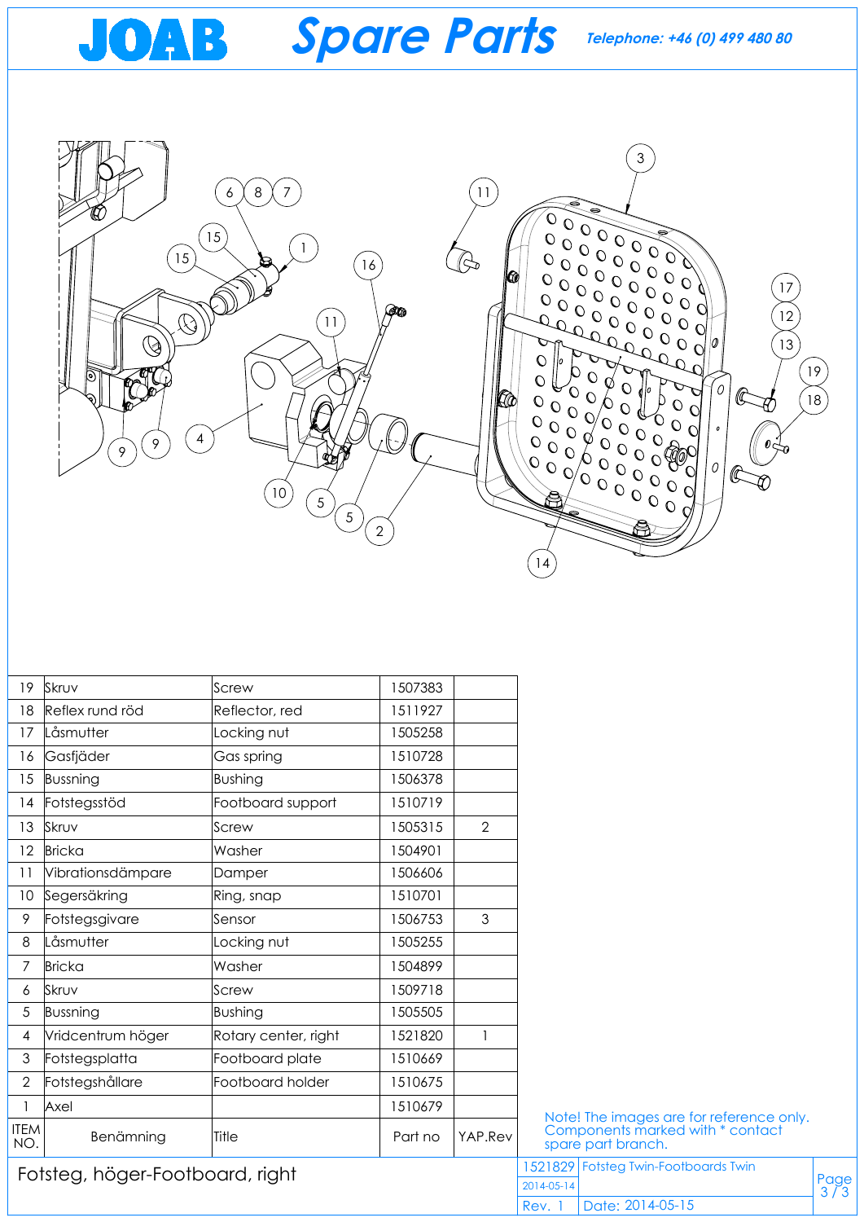# JOAB Spare Parts

Telephone: +46 (0) 499 480 80

| ITEM NO. | Benämning | Title | Part no | YAP.Rev |
|---|---|---|---|---|
| 19 | Skruv | Screw | 1507383 | |
| 18 | Reflex rund röd | Reflector, red | 1511927 | |
| 17 | Låsmutter | Locking nut | 1505258 | |
| 16 | Gasfjäder | Gas spring | 1510728 | |
| 15 | Bussning | Bushing | 1506378 | |
| 14 | Fotstegsstöd | Footboard support | 1510719 | |
| 13 | Skruv | Screw | 1505315 | 2 |
| 12 | Bricka | Washer | 1504901 | |
| 11 | Vibrationsdämpare | Damper | 1506606 | |
| 10 | Segersäkring | Ring, snap | 1510701 | |
| 9 | Fotstegsgivare | Sensor | 1506753 | 3 |
| 8 | Låsmutter | Locking nut | 1505255 | |
| 7 | Bricka | Washer | 1504899 | |
| 6 | Skruv | Screw | 1509718 | |
| 5 | Bussning | Bushing | 1505505 | |
| 4 | Vridcentrum höger | Rotary center, right | 1521820 | 1 |
| 3 | Fotstegsplatta | Footboard plate | 1510669 | |
| 2 | Fotstegshållare | Footboard holder | 1510675 | |
| 1 | Axel | | 1510679 | |

Note! The images are for reference only.
Components marked with * contact spare part branch.

Fotsteg, höger-Footboard, right

1521829 Fotsteg Twin-Footboards Twin

2014-05-14

Rev. 1 Date: 2014-05-15